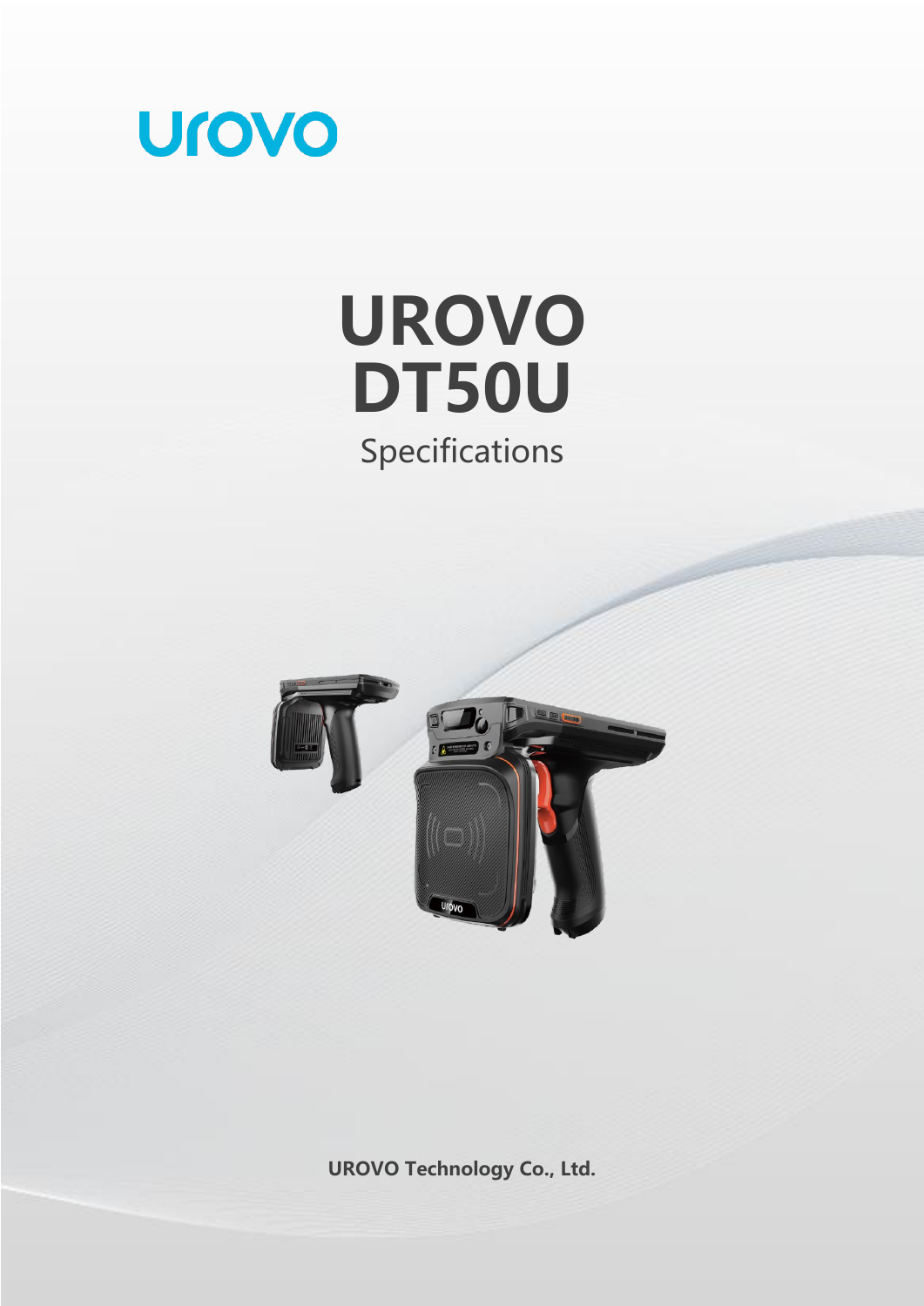urovo

# UROVO DT50U

Specifications

**UROVO Technology Co., Ltd.**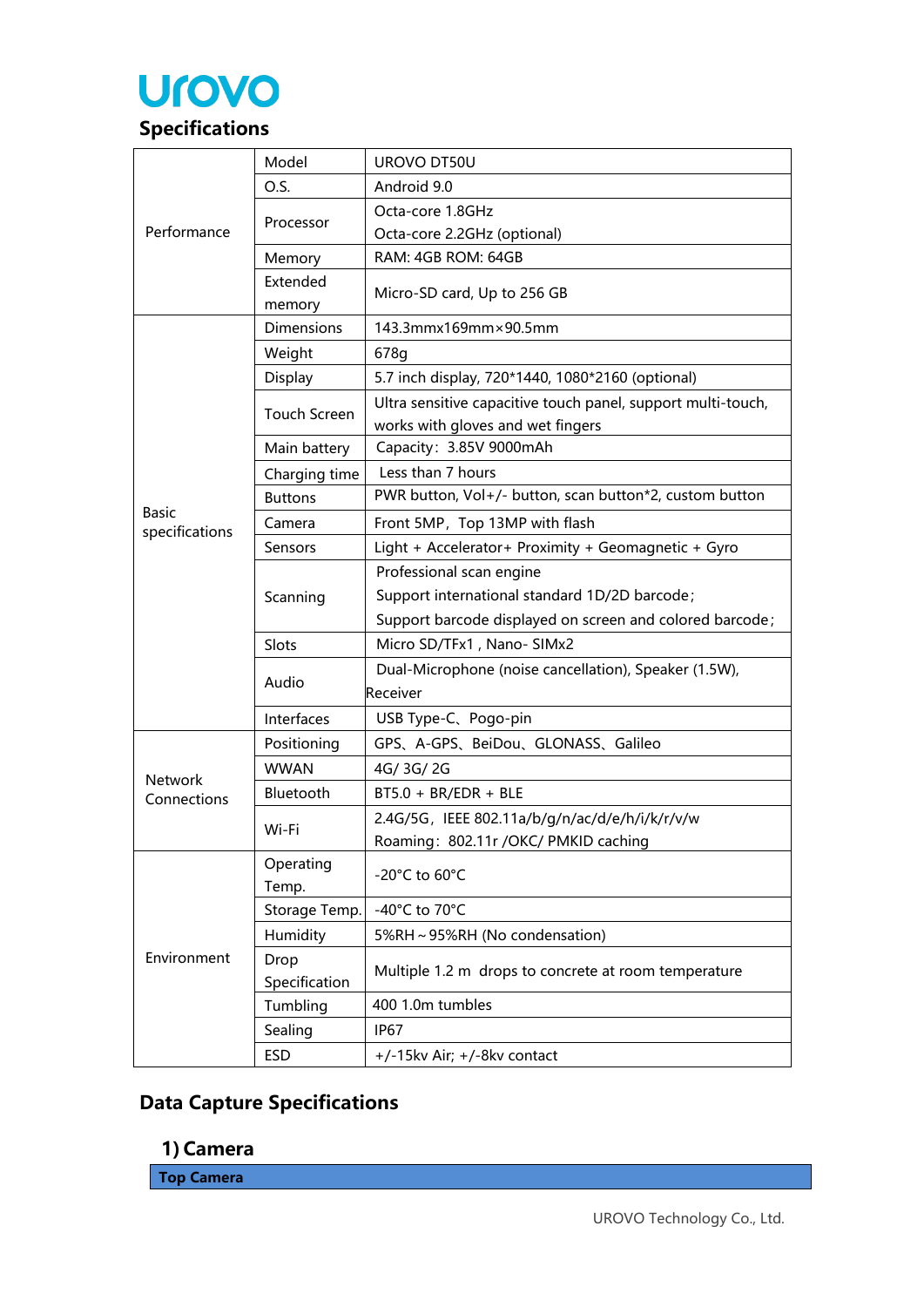# Specifications

| | | |
|---|---|---|
| Performance | Model | UROVO DT50U |
| | O.S. | Android 9.0 |
| | Processor | Octa-core 1.8GHz<br>Octa-core 2.2GHz (optional) |
| | Memory | RAM: 4GB ROM: 64GB |
| | Extended memory | Micro-SD card, Up to 256 GB |
| Basic specifications | Dimensions | 143.3mmx169mm×90.5mm |
| | Weight | 678g |
| | Display | 5.7 inch display, 720*1440, 1080*2160 (optional) |
| | Touch Screen | Ultra sensitive capacitive touch panel, support multi-touch, works with gloves and wet fingers |
| | Main battery | Capacity：3.85V 9000mAh |
| | Charging time | Less than 7 hours |
| | Buttons | PWR button, Vol+/- button, scan button*2, custom button |
| | Camera | Front 5MP，Top 13MP with flash |
| | Sensors | Light + Accelerator+ Proximity + Geomagnetic + Gyro |
| | Scanning | Professional scan engine<br>Support international standard 1D/2D barcode；<br>Support barcode displayed on screen and colored barcode； |
| | Slots | Micro SD/TFx1 , Nano- SIMx2 |
| | Audio | Dual-Microphone (noise cancellation), Speaker (1.5W), Receiver |
| | Interfaces | USB Type-C、Pogo-pin |
| Network Connections | Positioning | GPS、A-GPS、BeiDou、GLONASS、Galileo |
| | WWAN | 4G/ 3G/ 2G |
| | Bluetooth | BT5.0 + BR/EDR + BLE |
| | Wi-Fi | 2.4G/5G，IEEE 802.11a/b/g/n/ac/d/e/h/i/k/r/v/w<br>Roaming：802.11r /OKC/ PMKID caching |
| Environment | Operating Temp. | -20°C to 60°C |
| | Storage Temp. | -40°C to 70°C |
| | Humidity | 5%RH～95%RH (No condensation) |
| | Drop Specification | Multiple 1.2 m drops to concrete at room temperature |
| | Tumbling | 400 1.0m tumbles |
| | Sealing | IP67 |
| | ESD | +/-15kv Air; +/-8kv contact |

# Data Capture Specifications

## 1) Camera

| Top Camera |
|---|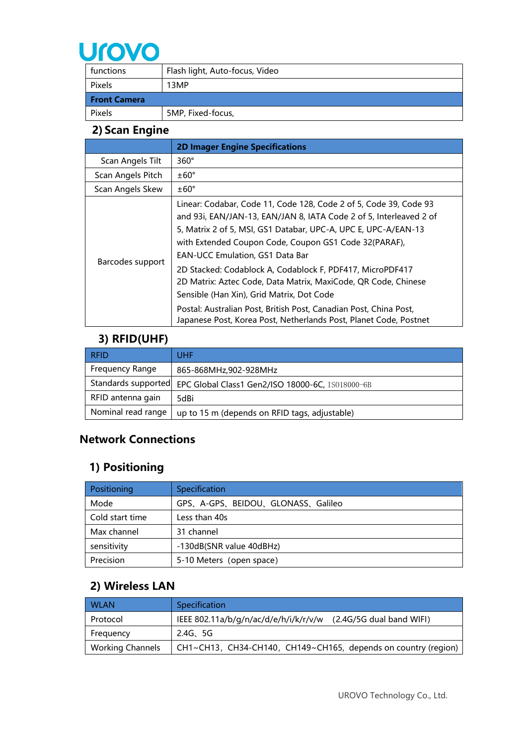| functions | Flash light, Auto-focus, Video |
|---|---|
| Pixels | 13MP |
| **Front Camera** | |
| Pixels | 5MP, Fixed-focus, |

## 2) Scan Engine

| | **2D Imager Engine Specifications** |
|---|---|
| Scan Angels Tilt | 360° |
| Scan Angels Pitch | ±60° |
| Scan Angels Skew | ±60° |
| Barcodes support | Linear: Codabar, Code 11, Code 128, Code 2 of 5, Code 39, Code 93 and 93i, EAN/JAN-13, EAN/JAN 8, IATA Code 2 of 5, Interleaved 2 of 5, Matrix 2 of 5, MSI, GS1 Databar, UPC-A, UPC E, UPC-A/EAN-13 with Extended Coupon Code, Coupon GS1 Code 32(PARAF), EAN-UCC Emulation, GS1 Data Bar<br>2D Stacked: Codablock A, Codablock F, PDF417, MicroPDF417<br>2D Matrix: Aztec Code, Data Matrix, MaxiCode, QR Code, Chinese Sensible (Han Xin), Grid Matrix, Dot Code<br>Postal: Australian Post, British Post, Canadian Post, China Post, Japanese Post, Korea Post, Netherlands Post, Planet Code, Postnet |

## 3) RFID(UHF)

| RFID | UHF |
|---|---|
| Frequency Range | 865-868MHz,902-928MHz |
| Standards supported | EPC Global Class1 Gen2/ISO 18000-6C, ISO18000-6B |
| RFID antenna gain | 5dBi |
| Nominal read range | up to 15 m (depends on RFID tags, adjustable) |

# Network Connections

## 1) Positioning

| Positioning | Specification |
|---|---|
| Mode | GPS、A-GPS、BEIDOU、GLONASS、Galileo |
| Cold start time | Less than 40s |
| Max channel | 31 channel |
| sensitivity | -130dB(SNR value 40dBHz) |
| Precision | 5-10 Meters（open space） |

## 2) Wireless LAN

| WLAN | Specification |
|---|---|
| Protocol | IEEE 802.11a/b/g/n/ac/d/e/h/i/k/r/v/w （2.4G/5G dual band WIFI） |
| Frequency | 2.4G、5G |
| Working Channels | CH1~CH13，CH34-CH140，CH149~CH165，depends on country (region) |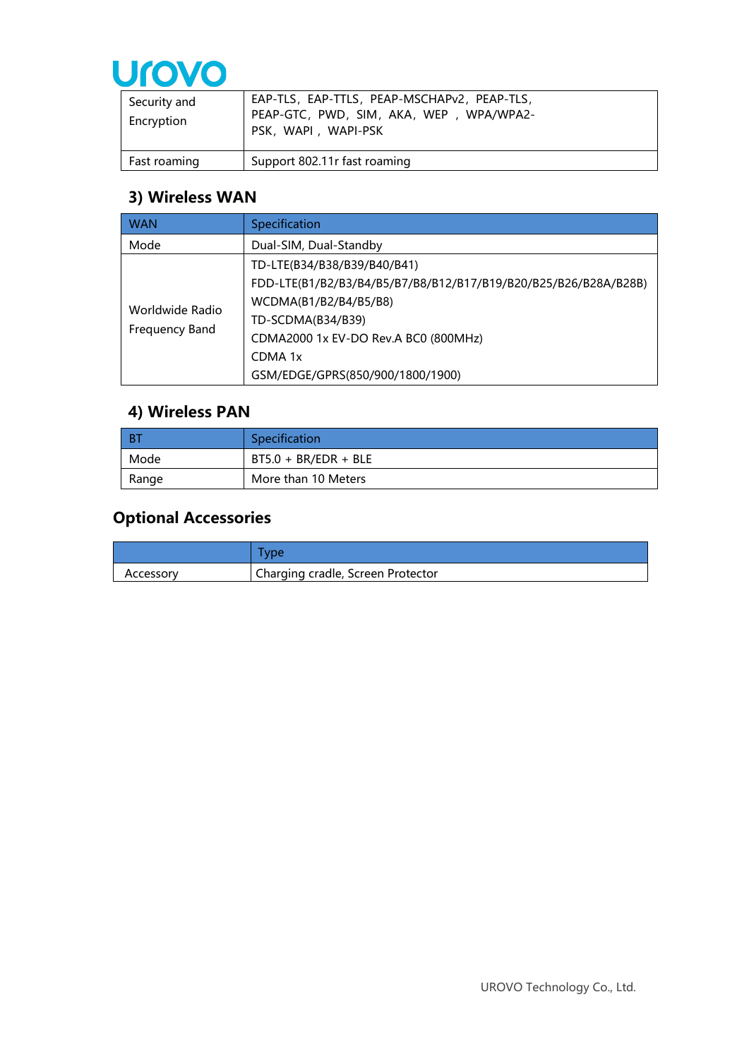| | |
|---|---|
| Security and Encryption | EAP-TLS，EAP-TTLS，PEAP-MSCHAPv2，PEAP-TLS，PEAP-GTC，PWD，SIM，AKA，WEP ，WPA/WPA2-PSK，WAPI ，WAPI-PSK |
| Fast roaming | Support 802.11r fast roaming |

### 3) Wireless WAN

| WAN | Specification |
|---|---|
| Mode | Dual-SIM, Dual-Standby |
| Worldwide Radio Frequency Band | TD-LTE(B34/B38/B39/B40/B41)<br>FDD-LTE(B1/B2/B3/B4/B5/B7/B8/B12/B17/B19/B20/B25/B26/B28A/B28B)<br>WCDMA(B1/B2/B4/B5/B8)<br>TD-SCDMA(B34/B39)<br>CDMA2000 1x EV-DO Rev.A BC0 (800MHz)<br>CDMA 1x<br>GSM/EDGE/GPRS(850/900/1800/1900) |

### 4) Wireless PAN

| BT | Specification |
|---|---|
| Mode | BT5.0 + BR/EDR + BLE |
| Range | More than 10 Meters |

## Optional Accessories

| | Type |
|---|---|
| Accessory | Charging cradle, Screen Protector |